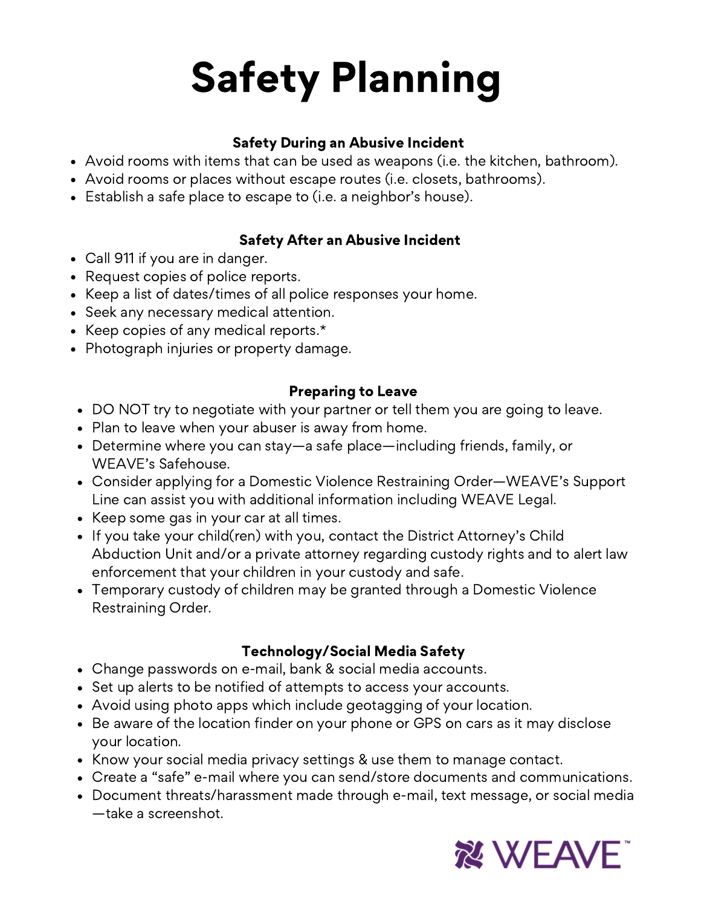# Safety Planning

### Safety During an Abusive Incident

- Avoid rooms with items that can be used as weapons (i.e. the kitchen, bathroom).
- Avoid rooms or places without escape routes (i.e. closets, bathrooms).
- Establish a safe place to escape to (i.e. a neighbor's house).

### Safety After an Abusive Incident

- Call 911 if you are in danger.
- Request copies of police reports.
- Keep a list of dates/times of all police responses your home.
- Seek any necessary medical attention.
- Keep copies of any medical reports.*
- Photograph injuries or property damage.

### Preparing to Leave

- DO NOT try to negotiate with your partner or tell them you are going to leave.
- Plan to leave when your abuser is away from home.
- Determine where you can stay—a safe place—including friends, family, or WEAVE's Safehouse.
- Consider applying for a Domestic Violence Restraining Order—WEAVE's Support Line can assist you with additional information including WEAVE Legal.
- Keep some gas in your car at all times.
- If you take your child(ren) with you, contact the District Attorney's Child Abduction Unit and/or a private attorney regarding custody rights and to alert law enforcement that your children in your custody and safe.
- Temporary custody of children may be granted through a Domestic Violence Restraining Order.

### Technology/Social Media Safety

- Change passwords on e-mail, bank & social media accounts.
- Set up alerts to be notified of attempts to access your accounts.
- Avoid using photo apps which include geotagging of your location.
- Be aware of the location finder on your phone or GPS on cars as it may disclose your location.
- Know your social media privacy settings & use them to manage contact.
- Create a "safe" e-mail where you can send/store documents and communications.
- Document threats/harassment made through e-mail, text message, or social media—take a screenshot.

WEAVE™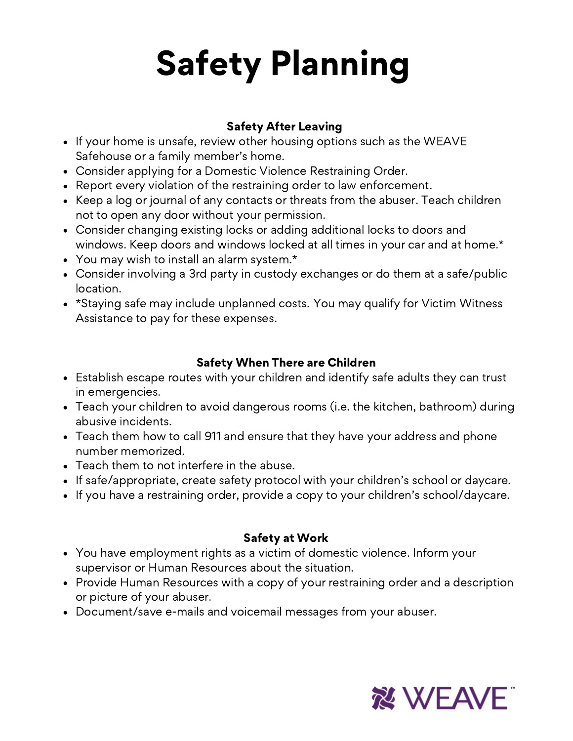# Safety Planning

### Safety After Leaving

- If your home is unsafe, review other housing options such as the WEAVE Safehouse or a family member's home.
- Consider applying for a Domestic Violence Restraining Order.
- Report every violation of the restraining order to law enforcement.
- Keep a log or journal of any contacts or threats from the abuser. Teach children not to open any door without your permission.
- Consider changing existing locks or adding additional locks to doors and windows. Keep doors and windows locked at all times in your car and at home.*
- You may wish to install an alarm system.*
- Consider involving a 3rd party in custody exchanges or do them at a safe/public location.
- *Staying safe may include unplanned costs. You may qualify for Victim Witness Assistance to pay for these expenses.

### Safety When There are Children

- Establish escape routes with your children and identify safe adults they can trust in emergencies.
- Teach your children to avoid dangerous rooms (i.e. the kitchen, bathroom) during abusive incidents.
- Teach them how to call 911 and ensure that they have your address and phone number memorized.
- Teach them to not interfere in the abuse.
- If safe/appropriate, create safety protocol with your children's school or daycare.
- If you have a restraining order, provide a copy to your children's school/daycare.

### Safety at Work

- You have employment rights as a victim of domestic violence. Inform your supervisor or Human Resources about the situation.
- Provide Human Resources with a copy of your restraining order and a description or picture of your abuser.
- Document/save e-mails and voicemail messages from your abuser.

WEAVE™